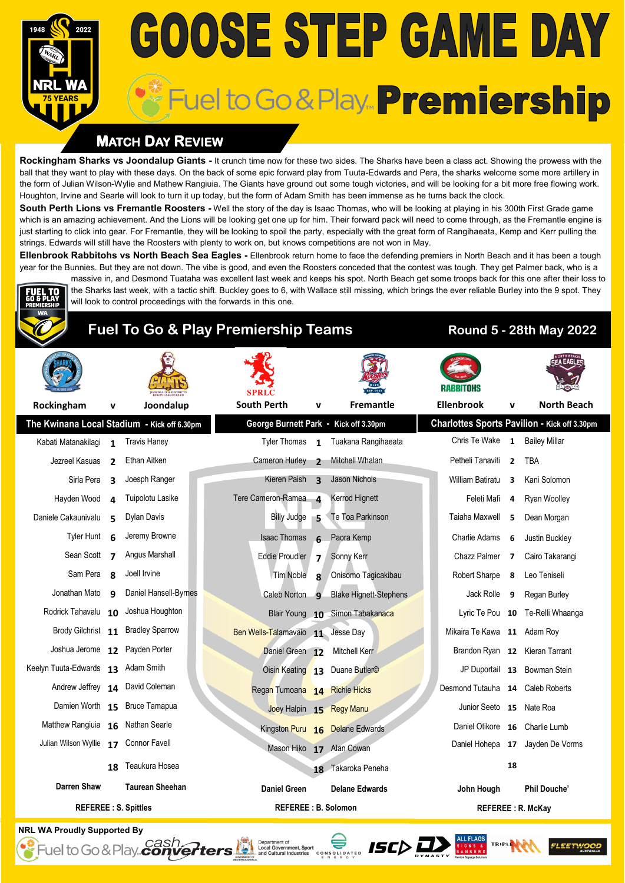# GOOSE STEP GAME DAY

## Fuel to Go & Play Premiership

1948 2022 NRL WA 75 YEARS

## Match Day Review

**Rockingham Sharks vs Joondalup Giants -** It crunch time now for these two sides. The Sharks have been a class act. Showing the prowess with the ball that they want to play with these days. On the back of some epic forward play from Tuuta-Edwards and Pera, the sharks welcome some more artillery in the form of Julian Wilson-Wylie and Mathew Rangiuia. The Giants have ground out some tough victories, and will be looking for a bit more free flowing work. Houghton, Irvine and Searle will look to turn it up today, but the form of Adam Smith has been immense as he turns back the clock.

**South Perth Lions vs Fremantle Roosters -** Well the story of the day is Isaac Thomas, who will be looking at playing in his 300th First Grade game which is an amazing achievement. And the Lions will be looking get one up for him. Their forward pack will need to come through, as the Fremantle engine is just starting to click into gear. For Fremantle, they will be looking to spoil the party, especially with the great form of Rangihaeata, Kemp and Kerr pulling the strings. Edwards will still have the Roosters with plenty to work on, but knows competitions are not won in May.

**Ellenbrook Rabbitohs vs North Beach Sea Eagles -** Ellenbrook return home to face the defending premiers in North Beach and it has been a tough year for the Bunnies. But they are not down. The vibe is good, and even the Roosters conceded that the contest was tough. They get Palmer back, who is a massive in, and Desmond Tuataha was excellent last week and keeps his spot. North Beach get some troops back for this one after their loss to the Sharks last week, with a tactic shift. Buckley goes to 6, with Wallace still missing, which brings the ever reliable Burley into the 9 spot. They will look to control proceedings with the forwards in this one.

## Fuel To Go & Play Premiership Teams

### Round 5 - 28th May 2022

| Rockingham | v | Joondalup | South Perth | v | Fremantle | Ellenbrook | v | North Beach |
|---|---|---|---|---|---|---|---|---|
| **The Kwinana Local Stadium - Kick off 6.30pm** | | | **George Burnett Park - Kick off 3.30pm** | | | **Charlottes Sports Pavilion - Kick off 3.30pm** | | |
| Kabati Matanakilagi | 1 | Travis Haney | Tyler Thomas | 1 | Tuakana Rangihaeata | Chris Te Wake | 1 | Bailey Millar |
| Jezreel Kasuas | 2 | Ethan Aitken | Cameron Hurley | 2 | Mitchell Whalan | Petheli Tanaviti | 2 | TBA |
| Sirla Pera | 3 | Joesph Ranger | Kieren Paish | 3 | Jason Nichols | William Batiratu | 3 | Kani Solomon |
| Hayden Wood | 4 | Tuipolotu Lasike | Tere Cameron-Ramea | 4 | Kerrod Hignett | Feleti Mafi | 4 | Ryan Woolley |
| Daniele Cakaunivalu | 5 | Dylan Davis | Billy Judge | 5 | Te Toa Parkinson | Taiaha Maxwell | 5 | Dean Morgan |
| Tyler Hunt | 6 | Jeremy Browne | Isaac Thomas | 6 | Paora Kemp | Charlie Adams | 6 | Justin Buckley |
| Sean Scott | 7 | Angus Marshall | Eddie Proudler | 7 | Sonny Kerr | Chazz Palmer | 7 | Cairo Takarangi |
| Sam Pera | 8 | Joell Irvine | Tim Noble | 8 | Onisomo Tagicakibau | Robert Sharpe | 8 | Leo Teniseli |
| Jonathan Mato | 9 | Daniel Hansell-Byrnes | Caleb Norton | 9 | Blake Hignett-Stephens | Jack Rolle | 9 | Regan Burley |
| Rodrick Tahavalu | 10 | Joshua Houghton | Blair Young | 10 | Simon Tabakanaca | Lyric Te Pou | 10 | Te-Relli Whaanga |
| Brody Gilchrist | 11 | Bradley Sparrow | Ben Wells-Talamavaio | 11 | Jesse Day | Mikaira Te Kawa | 11 | Adam Roy |
| Joshua Jerome | 12 | Payden Porter | Daniel Green | 12 | Mitchell Kerr | Brandon Ryan | 12 | Kieran Tarrant |
| Keelyn Tuuta-Edwards | 13 | Adam Smith | Oisin Keating | 13 | Duane Butler© | JP Duportail | 13 | Bowman Stein |
| Andrew Jeffrey | 14 | David Coleman | Regan Tumoana | 14 | Richie Hicks | Desmond Tutauha | 14 | Caleb Roberts |
| Damien Worth | 15 | Bruce Tamapua | Joey Halpin | 15 | Regy Manu | Junior Seeto | 15 | Nate Roa |
| Matthew Rangiuia | 16 | Nathan Searle | Kingston Puru | 16 | Delane Edwards | Daniel Otikore | 16 | Charlie Lumb |
| Julian Wilson Wyllie | 17 | Connor Favell | Mason Hiko | 17 | Alan Cowan | Daniel Hohepa | 17 | Jayden De Vorms |
| | 18 | Teaukura Hosea | | 18 | Takaroka Peneha | | 18 | |
| **Darren Shaw** | | **Taurean Sheehan** | **Daniel Green** | | **Delane Edwards** | **John Hough** | | **Phil Douche'** |
| **REFEREE : S. Spittles** | | | **REFEREE : B. Solomon** | | | **REFEREE : R. McKay** | | |

**NRL WA Proudly Supported By**

Fuel to Go & Play, Cash Converters, Department of Local Government, Sport and Cultural Industries, Consolidated Energy, ISC, Dynasty, All Flags Signs & Banners, Triple M, Fleetwood Australia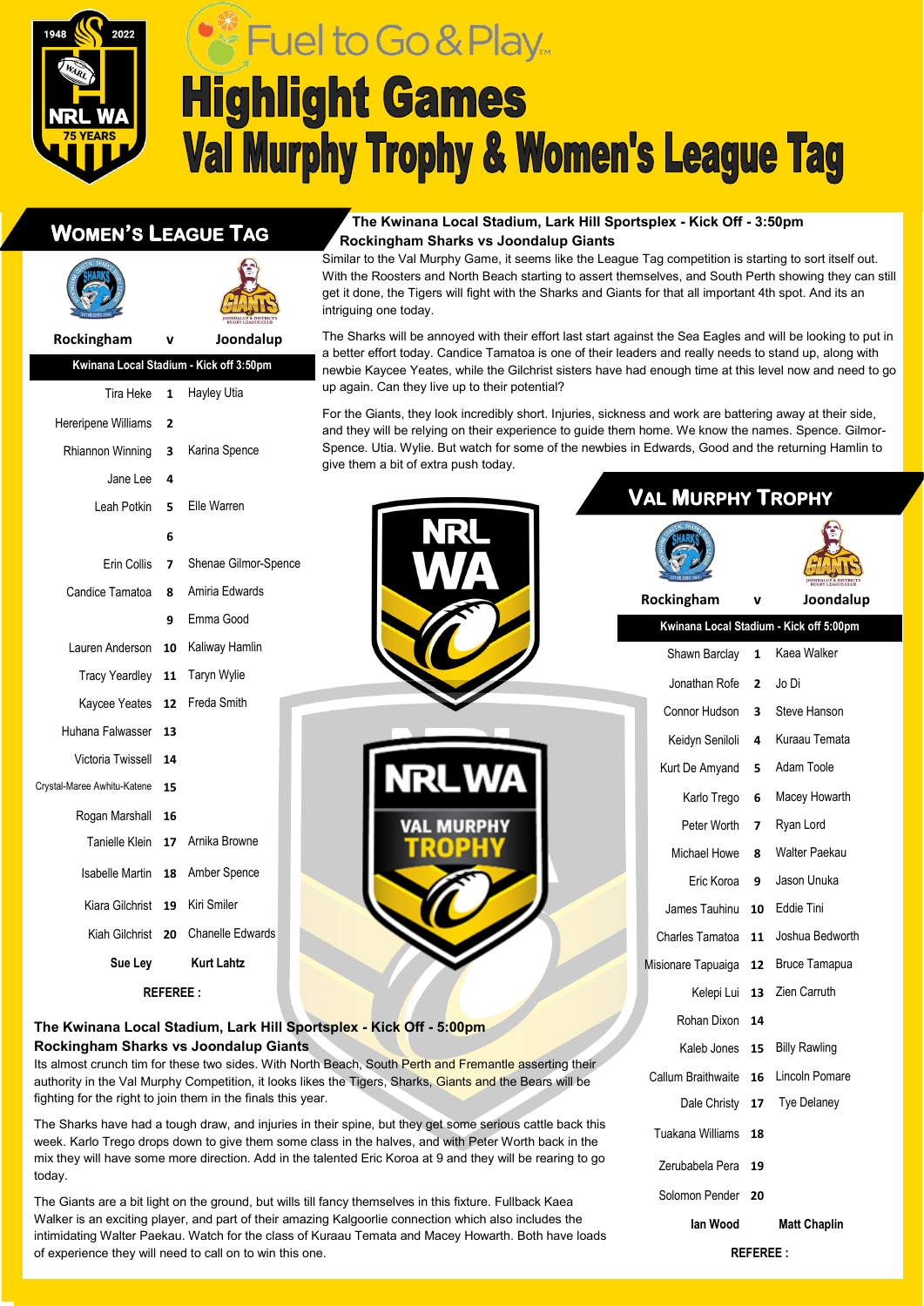# Fuel to Go & Play

# Highlight Games

# Val Murphy Trophy & Women's League Tag

## Women's League Tag

| Rockingham | v | Joondalup |
|---|---|---|
| **Kwinana Local Stadium - Kick off 3:50pm** | | |
| Tira Heke | 1 | Hayley Utia |
| Hereripene Williams | 2 | |
| Rhiannon Winning | 3 | Karina Spence |
| Jane Lee | 4 | |
| Leah Potkin | 5 | Elle Warren |
| | 6 | |
| Erin Collis | 7 | Shenae Gilmor-Spence |
| Candice Tamatoa | 8 | Amiria Edwards |
| | 9 | Emma Good |
| Lauren Anderson | 10 | Kaliway Hamlin |
| Tracy Yeardley | 11 | Taryn Wylie |
| Kaycee Yeates | 12 | Freda Smith |
| Huhana Falwasser | 13 | |
| Victoria Twissell | 14 | |
| Crystal-Maree Awhitu-Katene | 15 | |
| Rogan Marshall | 16 | |
| Tanielle Klein | 17 | Arnika Browne |
| Isabelle Martin | 18 | Amber Spence |
| Kiara Gilchrist | 19 | Kiri Smiler |
| Kiah Gilchrist | 20 | Chanelle Edwards |
| **Sue Ley** | | **Kurt Lahtz** |

**REFEREE :**

### The Kwinana Local Stadium, Lark Hill Sportsplex - Kick Off - 3:50pm
### Rockingham Sharks vs Joondalup Giants

Similar to the Val Murphy Game, it seems like the League Tag competition is starting to sort itself out. With the Roosters and North Beach starting to assert themselves, and South Perth showing they can still get it done, the Tigers will fight with the Sharks and Giants for that all important 4th spot. And its an intriguing one today.

The Sharks will be annoyed with their effort last start against the Sea Eagles and will be looking to put in a better effort today. Candice Tamatoa is one of their leaders and really needs to stand up, along with newbie Kaycee Yeates, while the Gilchrist sisters have had enough time at this level now and need to go up again. Can they live up to their potential?

For the Giants, they look incredibly short. Injuries, sickness and work are battering away at their side, and they will be relying on their experience to guide them home. We know the names. Spence. Gilmor-Spence. Utia. Wylie. But watch for some of the newbies in Edwards, Good and the returning Hamlin to give them a bit of extra push today.

## Val Murphy Trophy

| Rockingham | v | Joondalup |
|---|---|---|
| **Kwinana Local Stadium - Kick off 5:00pm** | | |
| Shawn Barclay | 1 | Kaea Walker |
| Jonathan Rofe | 2 | Jo Di |
| Connor Hudson | 3 | Steve Hanson |
| Keidyn Seniloli | 4 | Kuraau Temata |
| Kurt De Amyand | 5 | Adam Toole |
| Karlo Trego | 6 | Macey Howarth |
| Peter Worth | 7 | Ryan Lord |
| Michael Howe | 8 | Walter Paekau |
| Eric Koroa | 9 | Jason Unuka |
| James Tauhinu | 10 | Eddie Tini |
| Charles Tamatoa | 11 | Joshua Bedworth |
| Misionare Tapuaiga | 12 | Bruce Tamapua |
| Kelepi Lui | 13 | Zien Carruth |
| Rohan Dixon | 14 | |
| Kaleb Jones | 15 | Billy Rawling |
| Callum Braithwaite | 16 | Lincoln Pomare |
| Dale Christy | 17 | Tye Delaney |
| Tuakana Williams | 18 | |
| Zerubabela Pera | 19 | |
| Solomon Pender | 20 | |
| **Ian Wood** | | **Matt Chaplin** |

**REFEREE :**

### The Kwinana Local Stadium, Lark Hill Sportsplex - Kick Off - 5:00pm
### Rockingham Sharks vs Joondalup Giants

Its almost crunch tim for these two sides. With North Beach, South Perth and Fremantle asserting their authority in the Val Murphy Competition, it looks likes the Tigers, Sharks, Giants and the Bears will be fighting for the right to join them in the finals this year.

The Sharks have had a tough draw, and injuries in their spine, but they get some serious cattle back this week. Karlo Trego drops down to give them some class in the halves, and with Peter Worth back in the mix they will have some more direction. Add in the talented Eric Koroa at 9 and they will be rearing to go today.

The Giants are a bit light on the ground, but wills till fancy themselves in this fixture. Fullback Kaea Walker is an exciting player, and part of their amazing Kalgoorlie connection which also includes the intimidating Walter Paekau. Watch for the class of Kuraau Temata and Macey Howarth. Both have loads of experience they will need to call on to win this one.